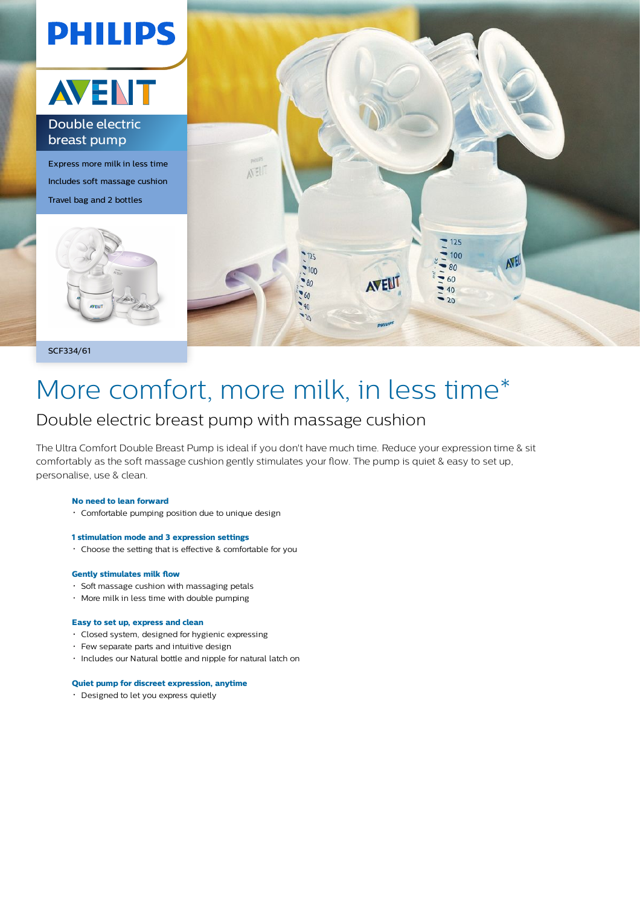PHILIPS

AVENT

Double electric breast pump

Express more milk in less time

Includes soft massage cushion

Travel bag and 2 bottles

SCF334/61

# More comfort, more milk, in less time*

## Double electric breast pump with massage cushion

The Ultra Comfort Double Breast Pump is ideal if you don't have much time. Reduce your expression time & sit comfortably as the soft massage cushion gently stimulates your flow. The pump is quiet & easy to set up, personalise, use & clean.

**No need to lean forward**

- Comfortable pumping position due to unique design

**1 stimulation mode and 3 expression settings**

- Choose the setting that is effective & comfortable for you

**Gently stimulates milk flow**

- Soft massage cushion with massaging petals
- More milk in less time with double pumping

**Easy to set up, express and clean**

- Closed system, designed for hygienic expressing
- Few separate parts and intuitive design
- Includes our Natural bottle and nipple for natural latch on

**Quiet pump for discreet expression, anytime**

- Designed to let you express quietly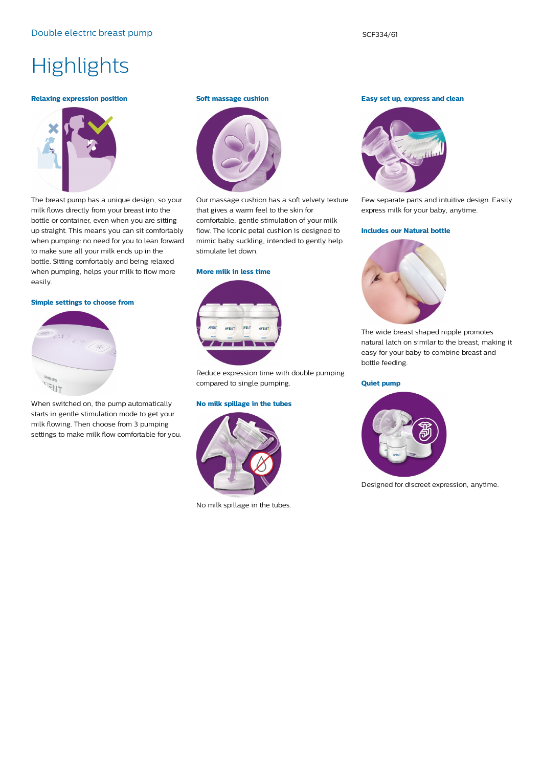Double electric breast pump

SCF334/61

# Highlights

### Relaxing expression position

The breast pump has a unique design, so your milk flows directly from your breast into the bottle or container, even when you are sitting up straight. This means you can sit comfortably when pumping: no need for you to lean forward to make sure all your milk ends up in the bottle. Sitting comfortably and being relaxed when pumping, helps your milk to flow more easily.

### Simple settings to choose from

When switched on, the pump automatically starts in gentle stimulation mode to get your milk flowing. Then choose from 3 pumping settings to make milk flow comfortable for you.

### Soft massage cushion

Our massage cushion has a soft velvety texture that gives a warm feel to the skin for comfortable, gentle stimulation of your milk flow. The iconic petal cushion is designed to mimic baby suckling, intended to gently help stimulate let down.

### More milk in less time

Reduce expression time with double pumping compared to single pumping.

### No milk spillage in the tubes

No milk spillage in the tubes.

### Easy set up, express and clean

Few separate parts and intuitive design. Easily express milk for your baby, anytime.

### Includes our Natural bottle

The wide breast shaped nipple promotes natural latch on similar to the breast, making it easy for your baby to combine breast and bottle feeding.

### Quiet pump

Designed for discreet expression, anytime.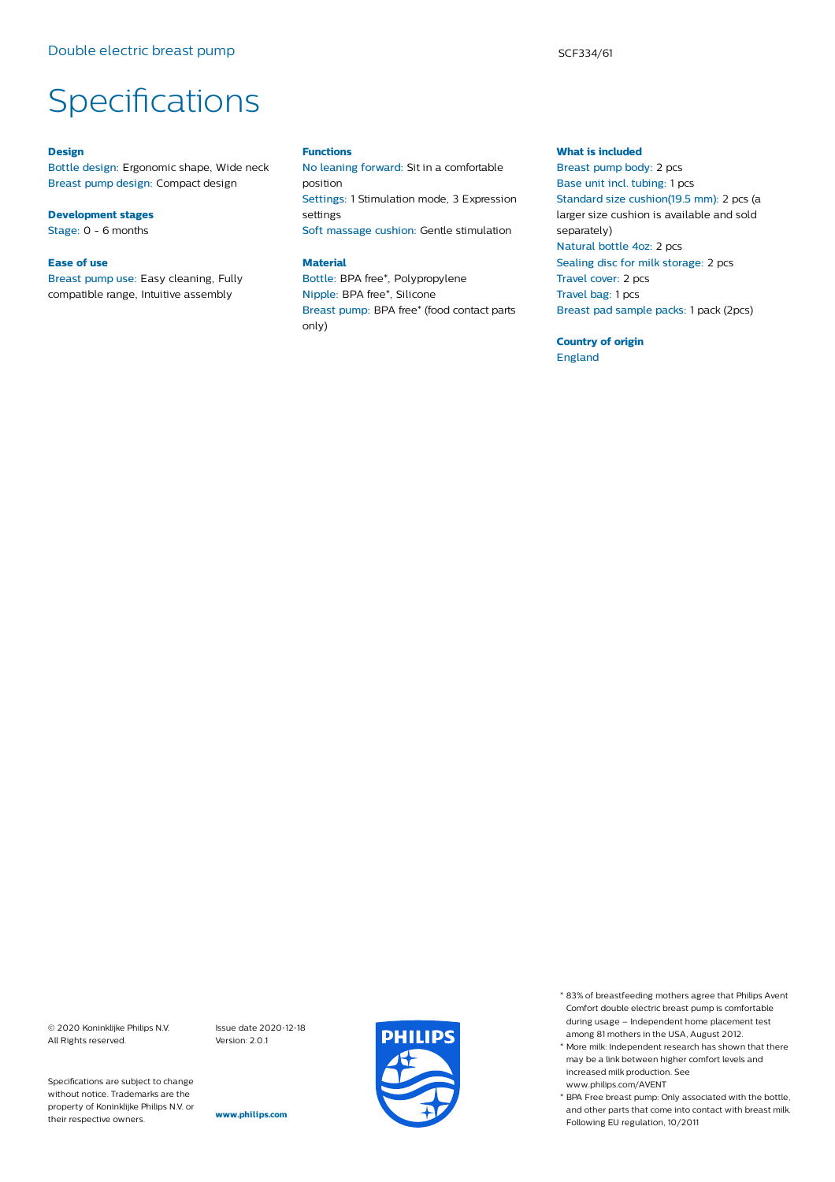Double electric breast pump

SCF334/61

# Specifications

### Design

Bottle design: Ergonomic shape, Wide neck
Breast pump design: Compact design

### Development stages

Stage: 0 - 6 months

### Ease of use

Breast pump use: Easy cleaning, Fully compatible range, Intuitive assembly

### Functions

No leaning forward: Sit in a comfortable position
Settings: 1 Stimulation mode, 3 Expression settings
Soft massage cushion: Gentle stimulation

### Material

Bottle: BPA free*, Polypropylene
Nipple: BPA free*, Silicone
Breast pump: BPA free* (food contact parts only)

### What is included

Breast pump body: 2 pcs
Base unit incl. tubing: 1 pcs
Standard size cushion(19.5 mm): 2 pcs (a larger size cushion is available and sold separately)
Natural bottle 4oz: 2 pcs
Sealing disc for milk storage: 2 pcs
Travel cover: 2 pcs
Travel bag: 1 pcs
Breast pad sample packs: 1 pack (2pcs)

### Country of origin

England

© 2020 Koninklijke Philips N.V.
All Rights reserved.

Specifications are subject to change without notice. Trademarks are the property of Koninklijke Philips N.V. or their respective owners.

Issue date 2020-12-18
Version: 2.0.1

www.philips.com

* 83% of breastfeeding mothers agree that Philips Avent Comfort double electric breast pump is comfortable during usage – Independent home placement test among 81 mothers in the USA, August 2012.
* More milk: Independent research has shown that there may be a link between higher comfort levels and increased milk production. See www.philips.com/AVENT
* BPA Free breast pump: Only associated with the bottle, and other parts that come into contact with breast milk. Following EU regulation, 10/2011